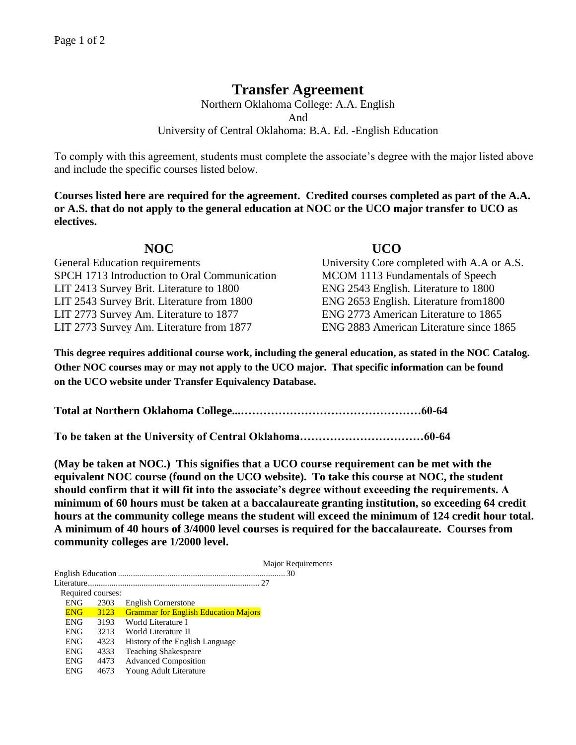# Transfer Agreement

Northern Oklahoma College: A.A. English
And
University of Central Oklahoma: B.A. Ed. -English Education

To comply with this agreement, students must complete the associate's degree with the major listed above and include the specific courses listed below.

**Courses listed here are required for the agreement. Credited courses completed as part of the A.A. or A.S. that do not apply to the general education at NOC or the UCO major transfer to UCO as electives.**

| NOC | UCO |
|---|---|
| General Education requirements | University Core completed with A.A or A.S. |
| SPCH 1713 Introduction to Oral Communication | MCOM 1113 Fundamentals of Speech |
| LIT 2413 Survey Brit. Literature to 1800 | ENG 2543 English. Literature to 1800 |
| LIT 2543 Survey Brit. Literature from 1800 | ENG 2653 English. Literature from1800 |
| LIT 2773 Survey Am. Literature to 1877 | ENG 2773 American Literature to 1865 |
| LIT 2773 Survey Am. Literature from 1877 | ENG 2883 American Literature since 1865 |

**This degree requires additional course work, including the general education, as stated in the NOC Catalog. Other NOC courses may or may not apply to the UCO major. That specific information can be found on the UCO website under Transfer Equivalency Database.**

**Total at Northern Oklahoma College...…………………………………………60-64**

**To be taken at the University of Central Oklahoma……………………………60-64**

**(May be taken at NOC.) This signifies that a UCO course requirement can be met with the equivalent NOC course (found on the UCO website). To take this course at NOC, the student should confirm that it will fit into the associate's degree without exceeding the requirements. A minimum of 60 hours must be taken at a baccalaureate granting institution, so exceeding 64 credit hours at the community college means the student will exceed the minimum of 124 credit hour total. A minimum of 40 hours of 3/4000 level courses is required for the baccalaureate. Courses from community colleges are 1/2000 level.**

Major Requirements

English Education ............................................................................ 30

Literature............................................................................... 27

Required courses:

| | | |
|---|---|---|
| ENG | 2303 | English Cornerstone |
| ENG | 3123 | Grammar for English Education Majors |
| ENG | 3193 | World Literature I |
| ENG | 3213 | World Literature II |
| ENG | 4323 | History of the English Language |
| ENG | 4333 | Teaching Shakespeare |
| ENG | 4473 | Advanced Composition |
| ENG | 4673 | Young Adult Literature |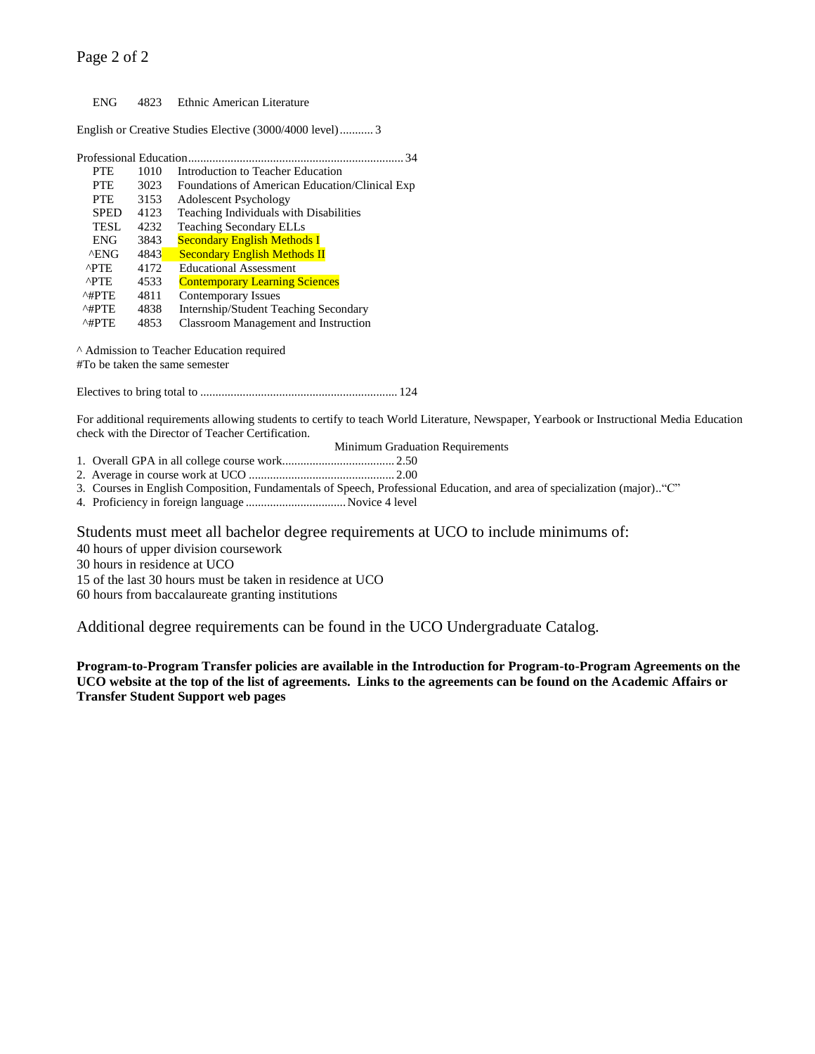ENG 4823 Ethnic American Literature

English or Creative Studies Elective (3000/4000 level)........... 3

Professional Education....................................................................... 34

| | | |
|---|---|---|
| PTE | 1010 | Introduction to Teacher Education |
| PTE | 3023 | Foundations of American Education/Clinical Exp |
| PTE | 3153 | Adolescent Psychology |
| SPED | 4123 | Teaching Individuals with Disabilities |
| TESL | 4232 | Teaching Secondary ELLs |
| ENG | 3843 | Secondary English Methods I |
| ^ENG | 4843 | Secondary English Methods II |
| ^PTE | 4172 | Educational Assessment |
| ^PTE | 4533 | Contemporary Learning Sciences |
| ^#PTE | 4811 | Contemporary Issues |
| ^#PTE | 4838 | Internship/Student Teaching Secondary |
| ^#PTE | 4853 | Classroom Management and Instruction |

^ Admission to Teacher Education required
#To be taken the same semester

Electives to bring total to ................................................................. 124

For additional requirements allowing students to certify to teach World Literature, Newspaper, Yearbook or Instructional Media Education check with the Director of Teacher Certification.

Minimum Graduation Requirements

1. Overall GPA in all college course work..................................... 2.50
2. Average in course work at UCO ................................................ 2.00
3. Courses in English Composition, Fundamentals of Speech, Professional Education, and area of specialization (major)..“C”
4. Proficiency in foreign language ................................. Novice 4 level

Students must meet all bachelor degree requirements at UCO to include minimums of:

40 hours of upper division coursework
30 hours in residence at UCO
15 of the last 30 hours must be taken in residence at UCO
60 hours from baccalaureate granting institutions

Additional degree requirements can be found in the UCO Undergraduate Catalog.

**Program-to-Program Transfer policies are available in the Introduction for Program-to-Program Agreements on the UCO website at the top of the list of agreements. Links to the agreements can be found on the Academic Affairs or Transfer Student Support web pages**